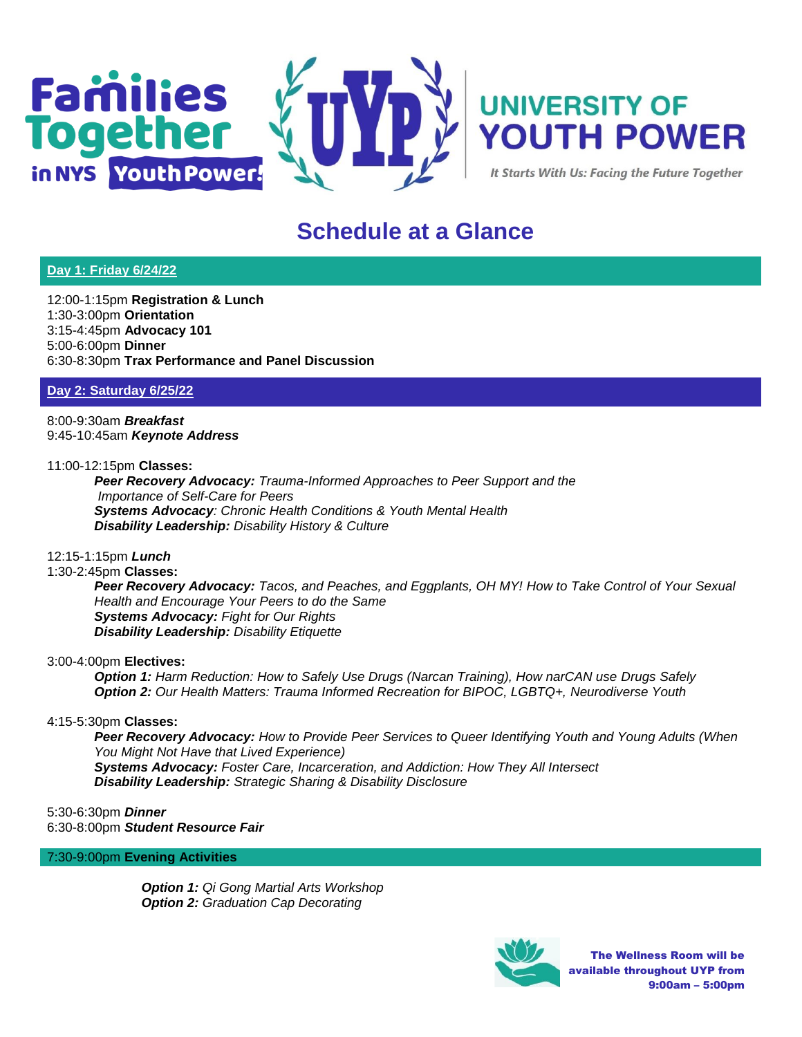Families Together in NYS Youth Power!

# UNIVERSITY OF YOUTH POWER

*It Starts With Us: Facing the Future Together*

## Schedule at a Glance

### Day 1: Friday 6/24/22

12:00-1:15pm **Registration & Lunch**
1:30-3:00pm **Orientation**
3:15-4:45pm **Advocacy 101**
5:00-6:00pm **Dinner**
6:30-8:30pm **Trax Performance and Panel Discussion**

### Day 2: Saturday 6/25/22

8:00-9:30am ***Breakfast***
9:45-10:45am ***Keynote Address***

11:00-12:15pm **Classes:**

- ***Peer Recovery Advocacy:*** *Trauma-Informed Approaches to Peer Support and the Importance of Self-Care for Peers*
- ***Systems Advocacy****: Chronic Health Conditions & Youth Mental Health*
- ***Disability Leadership:*** *Disability History & Culture*

12:15-1:15pm ***Lunch***
1:30-2:45pm **Classes:**

- ***Peer Recovery Advocacy:*** *Tacos, and Peaches, and Eggplants, OH MY! How to Take Control of Your Sexual Health and Encourage Your Peers to do the Same*
- ***Systems Advocacy:*** *Fight for Our Rights*
- ***Disability Leadership:*** *Disability Etiquette*

3:00-4:00pm **Electives:**

- ***Option 1:*** *Harm Reduction: How to Safely Use Drugs (Narcan Training), How narCAN use Drugs Safely*
- ***Option 2:*** *Our Health Matters: Trauma Informed Recreation for BIPOC, LGBTQ+, Neurodiverse Youth*

4:15-5:30pm **Classes:**

- ***Peer Recovery Advocacy:*** *How to Provide Peer Services to Queer Identifying Youth and Young Adults (When You Might Not Have that Lived Experience)*
- ***Systems Advocacy:*** *Foster Care, Incarceration, and Addiction: How They All Intersect*
- ***Disability Leadership:*** *Strategic Sharing & Disability Disclosure*

5:30-6:30pm ***Dinner***
6:30-8:00pm ***Student Resource Fair***

### 7:30-9:00pm **Evening Activities**

- ***Option 1:*** *Qi Gong Martial Arts Workshop*
- ***Option 2:*** *Graduation Cap Decorating*

**The Wellness Room will be available throughout UYP from 9:00am – 5:00pm**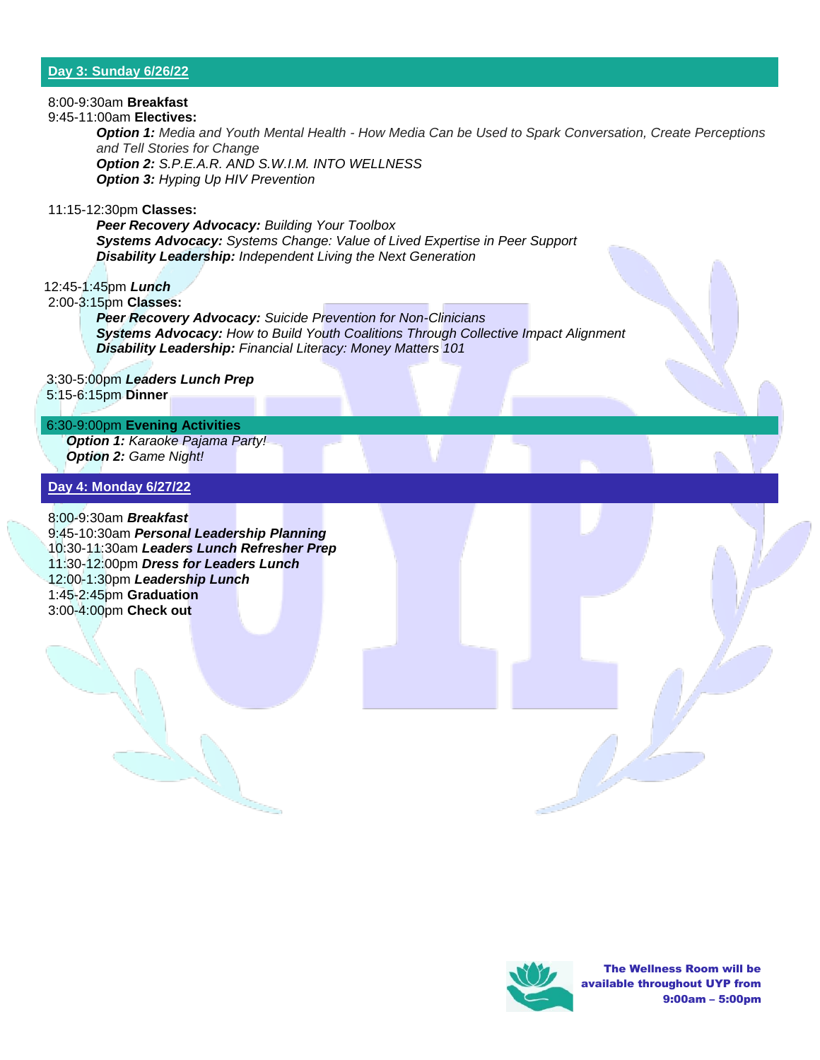## Day 3: Sunday 6/26/22

8:00-9:30am **Breakfast**
9:45-11:00am **Electives:**

- ***Option 1:*** *Media and Youth Mental Health - How Media Can be Used to Spark Conversation, Create Perceptions and Tell Stories for Change*
- ***Option 2:*** *S.P.E.A.R. AND S.W.I.M. INTO WELLNESS*
- ***Option 3:*** *Hyping Up HIV Prevention*

11:15-12:30pm **Classes:**

- ***Peer Recovery Advocacy:*** *Building Your Toolbox*
- ***Systems Advocacy:*** *Systems Change: Value of Lived Expertise in Peer Support*
- ***Disability Leadership:*** *Independent Living the Next Generation*

12:45-1:45pm ***Lunch***
2:00-3:15pm **Classes:**

- ***Peer Recovery Advocacy:*** *Suicide Prevention for Non-Clinicians*
- ***Systems Advocacy:*** *How to Build Youth Coalitions Through Collective Impact Alignment*
- ***Disability Leadership:*** *Financial Literacy: Money Matters 101*

3:30-5:00pm ***Leaders Lunch Prep***
5:15-6:15pm **Dinner**

6:30-9:00pm **Evening Activities**

- ***Option 1:*** *Karaoke Pajama Party!*
- ***Option 2:*** *Game Night!*

## Day 4: Monday 6/27/22

8:00-9:30am ***Breakfast***
9:45-10:30am ***Personal Leadership Planning***
10:30-11:30am ***Leaders Lunch Refresher Prep***
11:30-12:00pm ***Dress for Leaders Lunch***
12:00-1:30pm ***Leadership Lunch***
1:45-2:45pm **Graduation**
3:00-4:00pm **Check out**

**The Wellness Room will be available throughout UYP from 9:00am – 5:00pm**